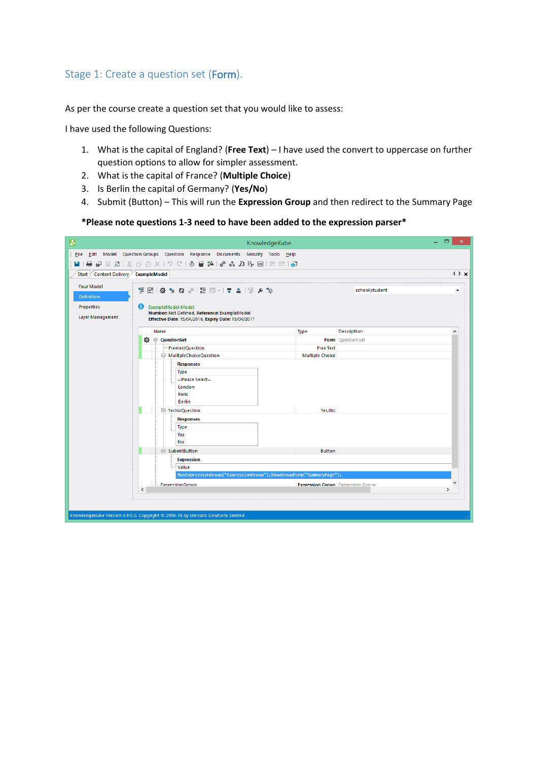## Stage 1: Create a question set (**Form**).

As per the course create a question set that you would like to assess:

I have used the following Questions:

1. What is the capital of England? (**Free Text**) – I have used the convert to uppercase on further question options to allow for simpler assessment.
2. What is the capital of France? (**Multiple Choice**)
3. Is Berlin the capital of Germany? (**Yes/No**)
4. Submit (Button) – This will run the **Expression Group** and then redirect to the Summary Page

**\*Please note questions 1-3 need to have been added to the expression parser\***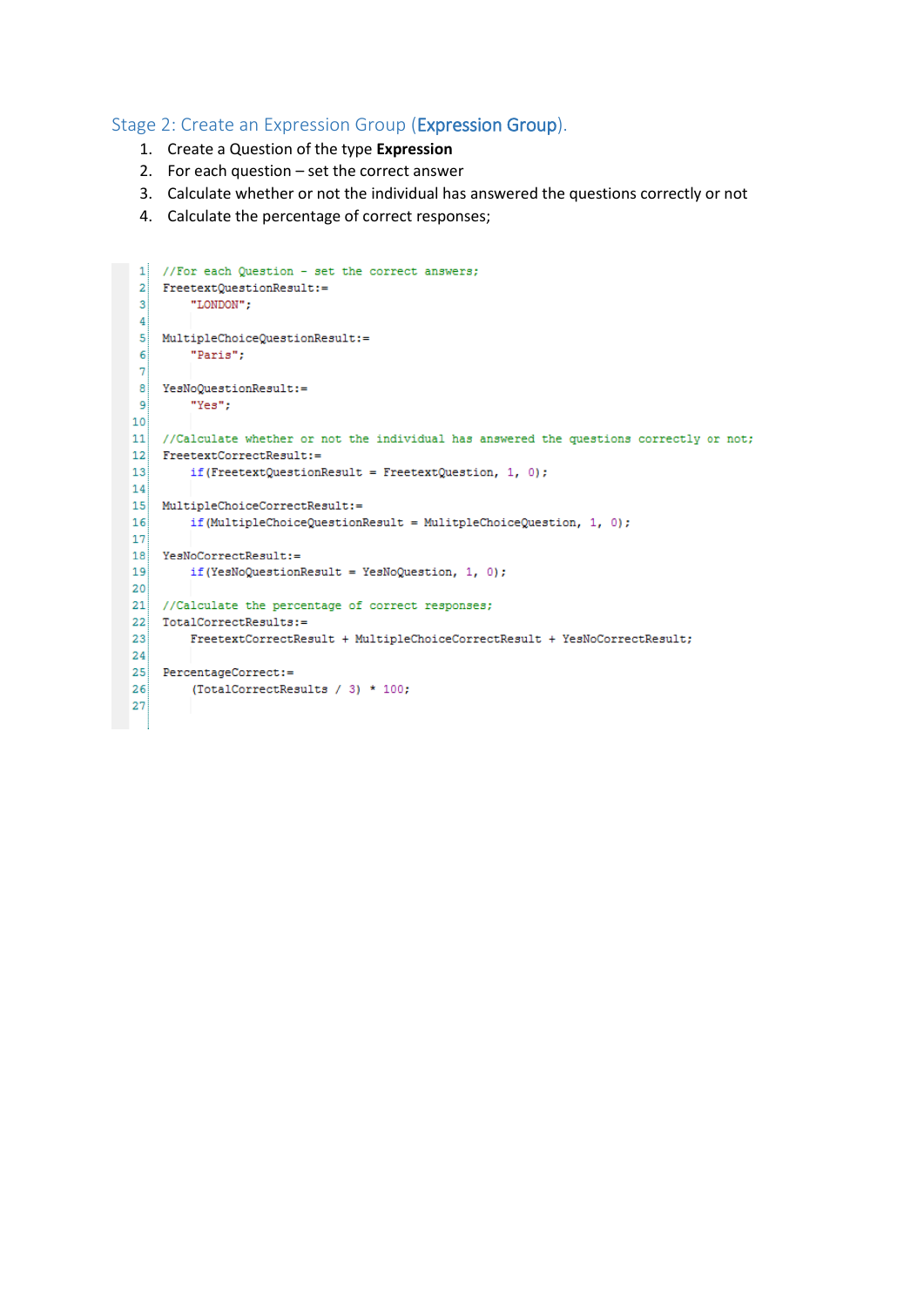## Stage 2: Create an Expression Group (Expression Group).

1. Create a Question of the type **Expression**
2. For each question – set the correct answer
3. Calculate whether or not the individual has answered the questions correctly or not
4. Calculate the percentage of correct responses;

```
//For each Question - set the correct answers;
FreetextQuestionResult:=
    "LONDON";

MultipleChoiceQuestionResult:=
    "Paris";

YesNoQuestionResult:=
    "Yes";

//Calculate whether or not the individual has answered the questions correctly or not;
FreetextCorrectResult:=
    if(FreetextQuestionResult = FreetextQuestion, 1, 0);

MultipleChoiceCorrectResult:=
    if(MultipleChoiceQuestionResult = MulitpleChoiceQuestion, 1, 0);

YesNoCorrectResult:=
    if(YesNoQuestionResult = YesNoQuestion, 1, 0);

//Calculate the percentage of correct responses;
TotalCorrectResults:=
    FreetextCorrectResult + MultipleChoiceCorrectResult + YesNoCorrectResult;

PercentageCorrect:=
    (TotalCorrectResults / 3) * 100;
```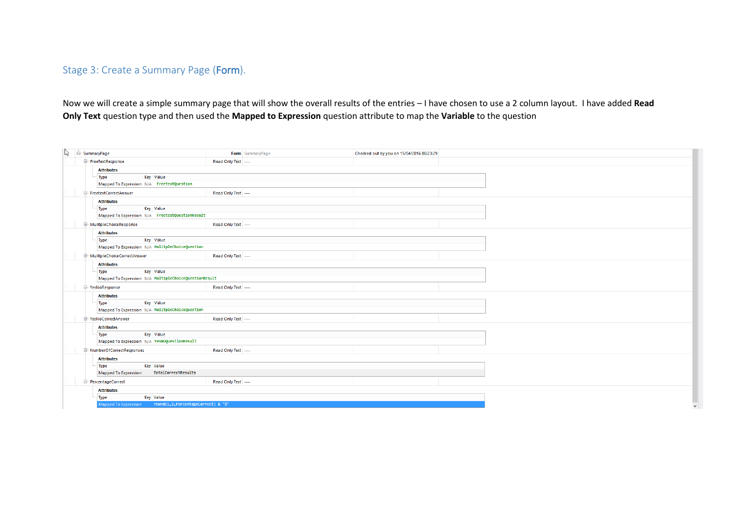## Stage 3: Create a Summary Page (**Form**).

Now we will create a simple summary page that will show the overall results of the entries – I have chosen to use a 2 column layout. I have added **Read Only Text** question type and then used the **Mapped to Expression** question attribute to map the **Variable** to the question

```
SummaryPage                                  Form  SummaryPage        Checked out by you on 15/04/2016 08:23:29
  FreeTextResponse                           Read Only Text ----
     Attributes
     Type                  Key  Value
     Mapped To Expression  N/A  FreetextQuestion
  FreetextCorrectAnswer                      Read Only Text ----
     Attributes
     Type                  Key  Value
     Mapped To Expression  N/A  FreetextQuestionResult
  MulitpleChoiceResponse                     Read Only Text ----
     Attributes
     Type                  Key  Value
     Mapped To Expression  N/A  MulitpleChoiceQuestion
  MulitpleChoiceCorrectAnswer                Read Only Text ----
     Attributes
     Type                  Key  Value
     Mapped To Expression  N/A  MultipleChoiceQuestionResult
  YesNoResponse                              Read Only Text ----
     Attributes
     Type                  Key  Value
     Mapped To Expression  N/A  MulitpleChoiceQuestion
  YesNoCorrectAnswer                         Read Only Text ----
     Attributes
     Type                  Key  Value
     Mapped To Expression  N/A  YesNoQuestionResult
  NumberOfCorrectResponses                   Read Only Text ----
     Attributes
     Type                  Key  Value
     Mapped To Expression       TotalCorrectResults
  PercentageCorrect                          Read Only Text ----
     Attributes
     Type                  Key  Value
     Mapped To Expression       round(1,2,PercentageCorrect) & "%"
```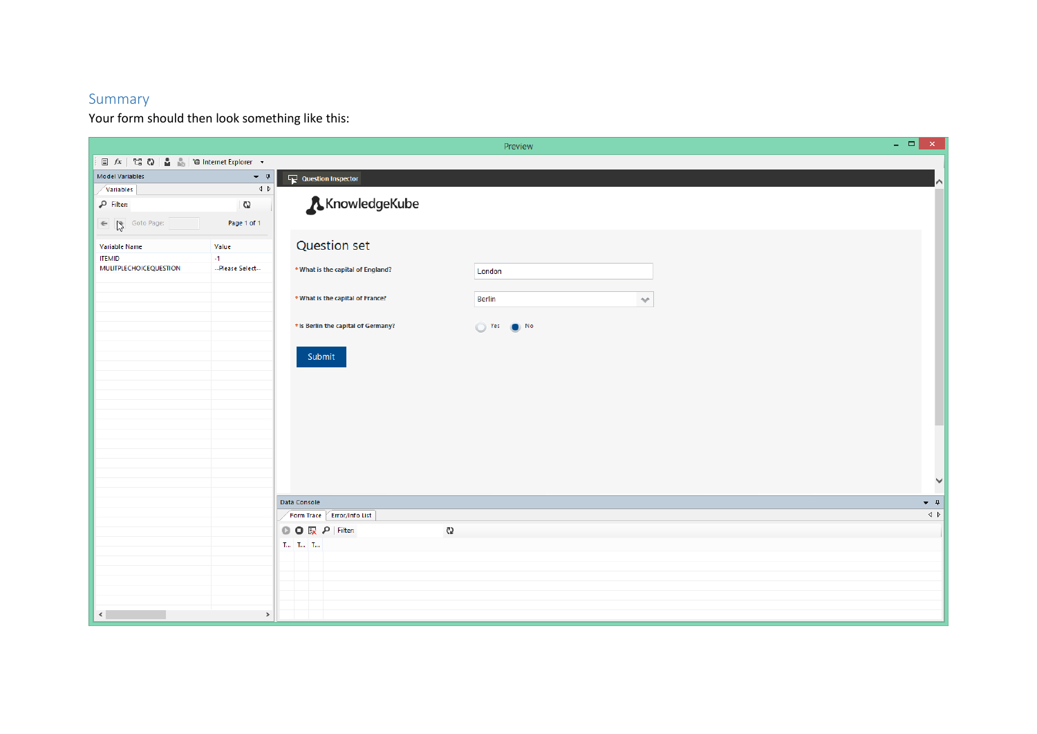## Summary

Your form should then look something like this: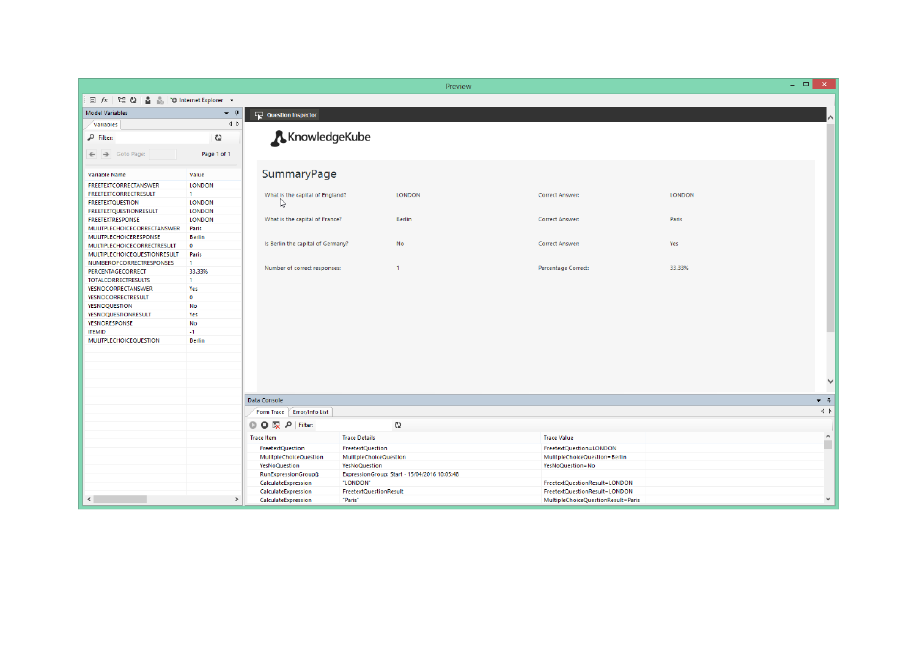Preview

Internet Explorer

Model Variables

Variables

Filter:

Goto Page: Page 1 of 1

| Variable Name | Value |
|---|---|
| FREETEXTCORRECTANSWER | LONDON |
| FREETEXTCORRECTRESULT | 1 |
| FREETEXTQUESTION | LONDON |
| FREETEXTQUESTIONRESULT | LONDON |
| FREETEXTRESPONSE | LONDON |
| MULITPLECHOICECORRECTANSWER | Paris |
| MULITPLECHOICERESPONSE | Berlin |
| MULTIPLECHOICECORRECTRESULT | 0 |
| MULTIPLECHOICEQUESTIONRESULT | Paris |
| NUMBEROFCORRECTRESPONSES | 1 |
| PERCENTAGECORRECT | 33.33% |
| TOTALCORRECTRESULTS | 1 |
| YESNOCORRECTANSWER | Yes |
| YESNOCORRECTRESULT | 0 |
| YESNOQUESTION | No |
| YESNOQUESTIONRESULT | Yes |
| YESNORESPONSE | No |
| ITEMID | -1 |
| MULITPLECHOICEQUESTION | Berlin |

Question Inspector

KnowledgeKube

SummaryPage

| | | | |
|---|---|---|---|
| What is the capital of England? | LONDON | Correct Answer: | LONDON |
| What is the capital of France? | Berlin | Correct Answer: | Paris |
| Is Berlin the capital of Germany? | No | Correct Answer: | Yes |
| Number of correct responses: | 1 | Percentage Correct: | 33.33% |

Data Console

Form Trace | Error/Info List

Filter:

| Trace Item | Trace Details | Trace Value |
|---|---|---|
| FreetextQuestion | FreetextQuestion | FreetextQuestion=LONDON |
| MulitpleChoiceQuestion | MulitpleChoiceQuestion | MulitpleChoiceQuestion=Berlin |
| YesNoQuestion | YesNoQuestion | YesNoQuestion=No |
| RunExpressionGroup(): | ExpressionGroup: Start - 15/04/2016 10:05:48 | |
| CalculateExpression | "LONDON" | FreetextQuestionResult=LONDON |
| CalculateExpression | FreetextQuestionResult | FreetextQuestionResult=LONDON |
| CalculateExpression | "Paris" | MultipleChoiceQuestionResult=Paris |